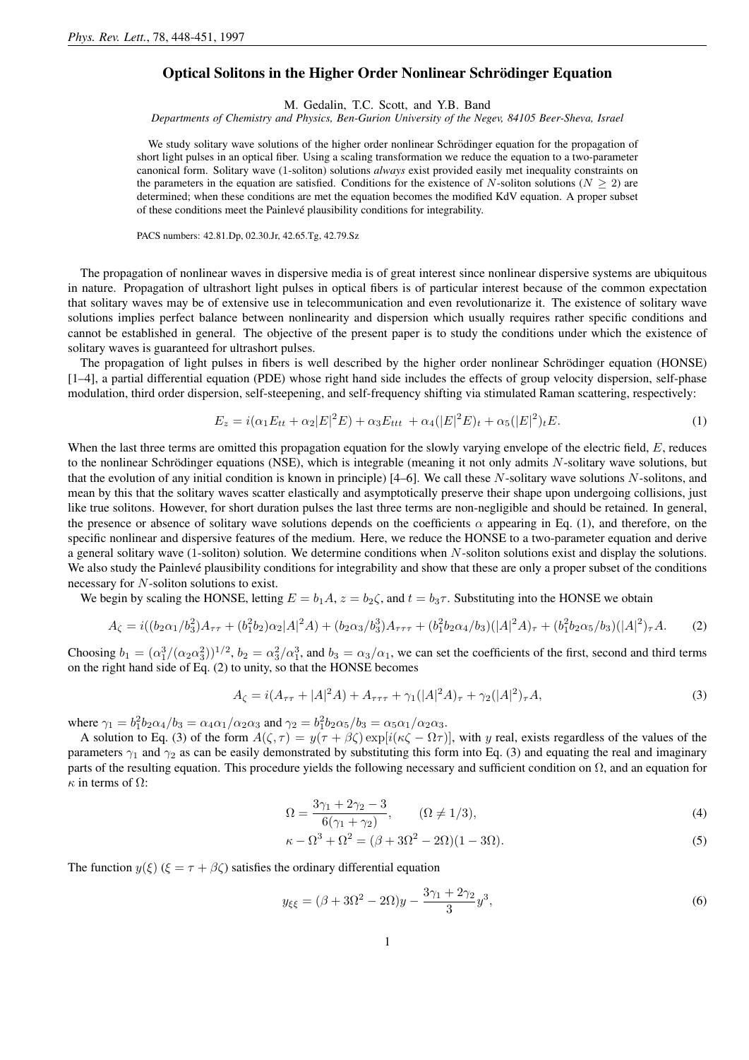# Optical Solitons in the Higher Order Nonlinear Schrödinger Equation

M. Gedalin, T.C. Scott, and Y.B. Band

*Departments of Chemistry and Physics, Ben-Gurion University of the Negev, 84105 Beer-Sheva, Israel*

We study solitary wave solutions of the higher order nonlinear Schrödinger equation for the propagation of short light pulses in an optical fiber. Using a scaling transformation we reduce the equation to a two-parameter canonical form. Solitary wave (1-soliton) solutions *always* exist provided easily met inequality constraints on the parameters in the equation are satisfied. Conditions for the existence of $N$-soliton solutions ($N \geq 2$) are determined; when these conditions are met the equation becomes the modified KdV equation. A proper subset of these conditions meet the Painlevé plausibility conditions for integrability.

PACS numbers: 42.81.Dp, 02.30.Jr, 42.65.Tg, 42.79.Sz

The propagation of nonlinear waves in dispersive media is of great interest since nonlinear dispersive systems are ubiquitous in nature. Propagation of ultrashort light pulses in optical fibers is of particular interest because of the common expectation that solitary waves may be of extensive use in telecommunication and even revolutionarize it. The existence of solitary wave solutions implies perfect balance between nonlinearity and dispersion which usually requires rather specific conditions and cannot be established in general. The objective of the present paper is to study the conditions under which the existence of solitary waves is guaranteed for ultrashort pulses.

The propagation of light pulses in fibers is well described by the higher order nonlinear Schrödinger equation (HONSE) [1–4], a partial differential equation (PDE) whose right hand side includes the effects of group velocity dispersion, self-phase modulation, third order dispersion, self-steepening, and self-frequency shifting via stimulated Raman scattering, respectively:

$$E_z = i(\alpha_1 E_{tt} + \alpha_2 |E|^2 E) + \alpha_3 E_{ttt} + \alpha_4 (|E|^2 E)_t + \alpha_5 (|E|^2)_t E. \tag{1}$$

When the last three terms are omitted this propagation equation for the slowly varying envelope of the electric field, $E$, reduces to the nonlinear Schrödinger equations (NSE), which is integrable (meaning it not only admits $N$-solitary wave solutions, but that the evolution of any initial condition is known in principle) [4–6]. We call these $N$-solitary wave solutions $N$-solitons, and mean by this that the solitary waves scatter elastically and asymptotically preserve their shape upon undergoing collisions, just like true solitons. However, for short duration pulses the last three terms are non-negligible and should be retained. In general, the presence or absence of solitary wave solutions depends on the coefficients $\alpha$ appearing in Eq. (1), and therefore, on the specific nonlinear and dispersive features of the medium. Here, we reduce the HONSE to a two-parameter equation and derive a general solitary wave (1-soliton) solution. We determine conditions when $N$-soliton solutions exist and display the solutions. We also study the Painlevé plausibility conditions for integrability and show that these are only a proper subset of the conditions necessary for $N$-soliton solutions to exist.

We begin by scaling the HONSE, letting $E = b_1 A$, $z = b_2 \zeta$, and $t = b_3 \tau$. Substituting into the HONSE we obtain

$$A_\zeta = i((b_2\alpha_1/b_3^2)A_{\tau\tau} + (b_1^2 b_2)\alpha_2 |A|^2 A) + (b_2\alpha_3/b_3^3)A_{\tau\tau\tau} + (b_1^2 b_2 \alpha_4/b_3)(|A|^2 A)_\tau + (b_1^2 b_2 \alpha_5/b_3)(|A|^2)_\tau A. \tag{2}$$

Choosing $b_1 = (\alpha_1^3/(\alpha_2\alpha_3^2))^{1/2}$, $b_2 = \alpha_3^2/\alpha_1^3$, and $b_3 = \alpha_3/\alpha_1$, we can set the coefficients of the first, second and third terms on the right hand side of Eq. (2) to unity, so that the HONSE becomes

$$A_\zeta = i(A_{\tau\tau} + |A|^2 A) + A_{\tau\tau\tau} + \gamma_1 (|A|^2 A)_\tau + \gamma_2 (|A|^2)_\tau A, \tag{3}$$

where $\gamma_1 = b_1^2 b_2 \alpha_4/b_3 = \alpha_4\alpha_1/\alpha_2\alpha_3$ and $\gamma_2 = b_1^2 b_2 \alpha_5/b_3 = \alpha_5\alpha_1/\alpha_2\alpha_3$.

A solution to Eq. (3) of the form $A(\zeta,\tau) = y(\tau + \beta\zeta)\exp[i(\kappa\zeta - \Omega\tau)]$, with $y$ real, exists regardless of the values of the parameters $\gamma_1$ and $\gamma_2$ as can be easily demonstrated by substituting this form into Eq. (3) and equating the real and imaginary parts of the resulting equation. This procedure yields the following necessary and sufficient condition on $\Omega$, and an equation for $\kappa$ in terms of $\Omega$:

$$\Omega = \frac{3\gamma_1 + 2\gamma_2 - 3}{6(\gamma_1 + \gamma_2)}, \qquad (\Omega \neq 1/3), \tag{4}$$

$$\kappa - \Omega^3 + \Omega^2 = (\beta + 3\Omega^2 - 2\Omega)(1 - 3\Omega). \tag{5}$$

The function $y(\xi)$ ($\xi = \tau + \beta\zeta$) satisfies the ordinary differential equation

$$y_{\xi\xi} = (\beta + 3\Omega^2 - 2\Omega)y - \frac{3\gamma_1 + 2\gamma_2}{3}y^3, \tag{6}$$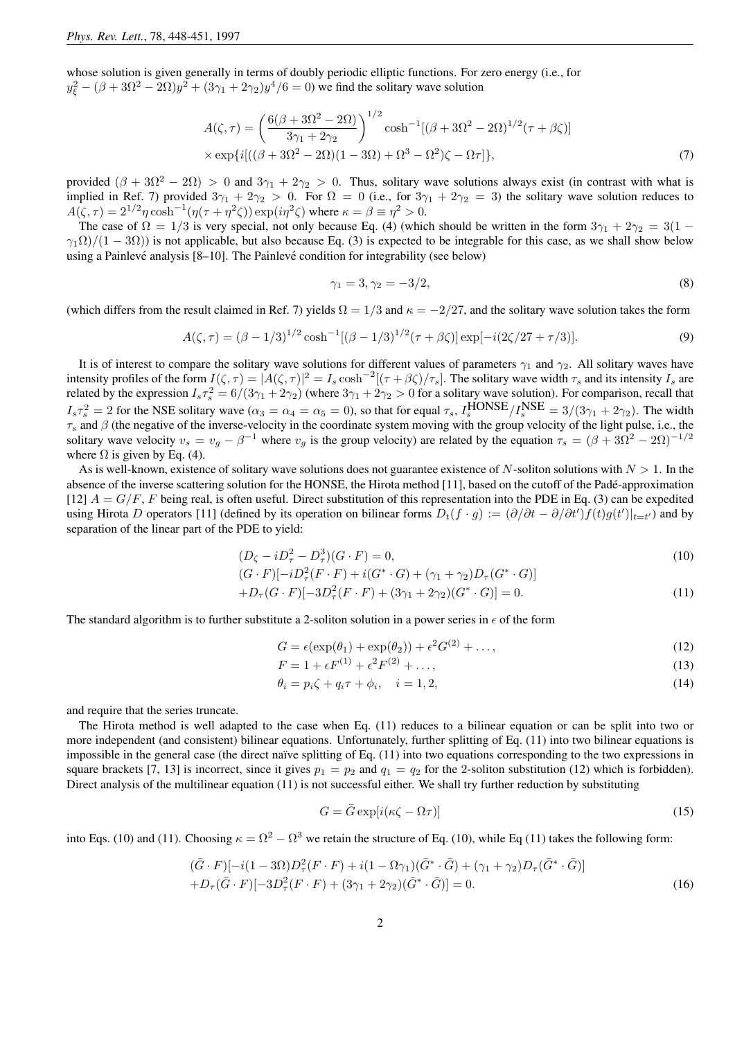whose solution is given generally in terms of doubly periodic elliptic functions. For zero energy (i.e., for $y_\xi^2 - (\beta + 3\Omega^2 - 2\Omega)y^2 + (3\gamma_1 + 2\gamma_2)y^4/6 = 0$) we find the solitary wave solution

$$
\begin{aligned}
A(\zeta,\tau) &= \left(\frac{6(\beta + 3\Omega^2 - 2\Omega)}{3\gamma_1 + 2\gamma_2}\right)^{1/2} \cosh^{-1}[(\beta + 3\Omega^2 - 2\Omega)^{1/2}(\tau + \beta\zeta)] \\
&\times \exp\{i[((\beta + 3\Omega^2 - 2\Omega)(1 - 3\Omega) + \Omega^3 - \Omega^2)\zeta - \Omega\tau]\},
\end{aligned} \tag{7}
$$

provided $(\beta + 3\Omega^2 - 2\Omega) > 0$ and $3\gamma_1 + 2\gamma_2 > 0$. Thus, solitary wave solutions always exist (in contrast with what is implied in Ref. 7) provided $3\gamma_1 + 2\gamma_2 > 0$. For $\Omega = 0$ (i.e., for $3\gamma_1 + 2\gamma_2 = 3$) the solitary wave solution reduces to $A(\zeta,\tau) = 2^{1/2}\eta \cosh^{-1}(\eta(\tau + \eta^2\zeta)) \exp(i\eta^2\zeta)$ where $\kappa = \beta \equiv \eta^2 > 0$.

The case of $\Omega = 1/3$ is very special, not only because Eq. (4) (which should be written in the form $3\gamma_1 + 2\gamma_2 = 3(1 - \gamma_1\Omega)/(1 - 3\Omega)$) is not applicable, but also because Eq. (3) is expected to be integrable for this case, as we shall show below using a Painlevé analysis [8–10]. The Painlevé condition for integrability (see below)

$$
\gamma_1 = 3, \gamma_2 = -3/2, \tag{8}
$$

(which differs from the result claimed in Ref. 7) yields $\Omega = 1/3$ and $\kappa = -2/27$, and the solitary wave solution takes the form

$$
A(\zeta,\tau) = (\beta - 1/3)^{1/2} \cosh^{-1}[(\beta - 1/3)^{1/2}(\tau + \beta\zeta)] \exp[-i(2\zeta/27 + \tau/3)]. \tag{9}
$$

It is of interest to compare the solitary wave solutions for different values of parameters $\gamma_1$ and $\gamma_2$. All solitary waves have intensity profiles of the form $I(\zeta,\tau) = |A(\zeta,\tau)|^2 = I_s \cosh^{-2}[(\tau + \beta\zeta)/\tau_s]$. The solitary wave width $\tau_s$ and its intensity $I_s$ are related by the expression $I_s\tau_s^2 = 6/(3\gamma_1 + 2\gamma_2)$ (where $3\gamma_1 + 2\gamma_2 > 0$ for a solitary wave solution). For comparison, recall that $I_s\tau_s^2 = 2$ for the NSE solitary wave ($\alpha_3 = \alpha_4 = \alpha_5 = 0$), so that for equal $\tau_s$, $I_s^{\mathrm{HONSE}}/I_s^{\mathrm{NSE}} = 3/(3\gamma_1 + 2\gamma_2)$. The width $\tau_s$ and $\beta$ (the negative of the inverse-velocity in the coordinate system moving with the group velocity of the light pulse, i.e., the solitary wave velocity $v_s = v_g - \beta^{-1}$ where $v_g$ is the group velocity) are related by the equation $\tau_s = (\beta + 3\Omega^2 - 2\Omega)^{-1/2}$ where $\Omega$ is given by Eq. (4).

As is well-known, existence of solitary wave solutions does not guarantee existence of $N$-soliton solutions with $N > 1$. In the absence of the inverse scattering solution for the HONSE, the Hirota method [11], based on the cutoff of the Padé-approximation [12] $A = G/F$, $F$ being real, is often useful. Direct substitution of this representation into the PDE in Eq. (3) can be expedited using Hirota $D$ operators [11] (defined by its operation on bilinear forms $D_t(f \cdot g) := (\partial/\partial t - \partial/\partial t')f(t)g(t')|_{t=t'}$) and by separation of the linear part of the PDE to yield:

$$
(D_\zeta - iD_\tau^2 - D_\tau^3)(G \cdot F) = 0, \tag{10}
$$

$$
\begin{aligned}
&(G \cdot F)[-iD_\tau^2(F \cdot F) + i(G^* \cdot G) + (\gamma_1 + \gamma_2)D_\tau(G^* \cdot G)] \\
&+ D_\tau(G \cdot F)[-3D_\tau^2(F \cdot F) + (3\gamma_1 + 2\gamma_2)(G^* \cdot G)] = 0.
\end{aligned} \tag{11}
$$

The standard algorithm is to further substitute a 2-soliton solution in a power series in $\epsilon$ of the form

$$
G = \epsilon(\exp(\theta_1) + \exp(\theta_2)) + \epsilon^2 G^{(2)} + \ldots, \tag{12}
$$

$$
F = 1 + \epsilon F^{(1)} + \epsilon^2 F^{(2)} + \ldots, \tag{13}
$$

$$
\theta_i = p_i\zeta + q_i\tau + \phi_i, \quad i = 1, 2, \tag{14}
$$

and require that the series truncate.

The Hirota method is well adapted to the case when Eq. (11) reduces to a bilinear equation or can be split into two or more independent (and consistent) bilinear equations. Unfortunately, further splitting of Eq. (11) into two bilinear equations is impossible in the general case (the direct naïve splitting of Eq. (11) into two equations corresponding to the two expressions in square brackets [7, 13] is incorrect, since it gives $p_1 = p_2$ and $q_1 = q_2$ for the 2-soliton substitution (12) which is forbidden). Direct analysis of the multilinear equation (11) is not successful either. We shall try further reduction by substituting

$$
G = \bar{G} \exp[i(\kappa\zeta - \Omega\tau)] \tag{15}
$$

into Eqs. (10) and (11). Choosing $\kappa = \Omega^2 - \Omega^3$ we retain the structure of Eq. (10), while Eq (11) takes the following form:

$$
\begin{aligned}
&(\bar{G} \cdot F)[-i(1 - 3\Omega)D_\tau^2(F \cdot F) + i(1 - \Omega\gamma_1)(\bar{G}^* \cdot \bar{G}) + (\gamma_1 + \gamma_2)D_\tau(\bar{G}^* \cdot \bar{G})] \\
&+ D_\tau(\bar{G} \cdot F)[-3D_\tau^2(F \cdot F) + (3\gamma_1 + 2\gamma_2)(\bar{G}^* \cdot \bar{G})] = 0.
\end{aligned} \tag{16}
$$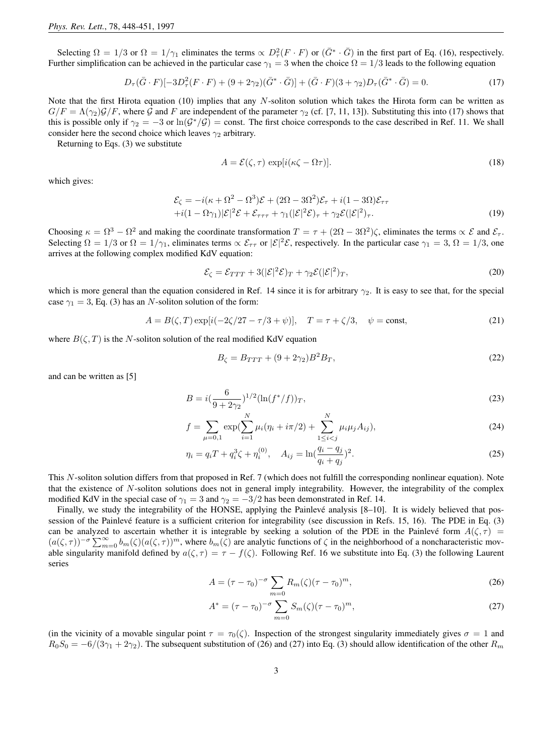Selecting $\Omega = 1/3$ or $\Omega = 1/\gamma_1$ eliminates the terms $\propto D_\tau^2(F \cdot F)$ or $(\bar{G}^* \cdot \bar{G})$ in the first part of Eq. (16), respectively. Further simplification can be achieved in the particular case $\gamma_1 = 3$ when the choice $\Omega = 1/3$ leads to the following equation

$$D_\tau(\bar{G} \cdot F)[-3D_\tau^2(F \cdot F) + (9 + 2\gamma_2)(\bar{G}^* \cdot \bar{G})] + (\bar{G} \cdot F)(3 + \gamma_2)D_\tau(\bar{G}^* \cdot \bar{G}) = 0. \tag{17}$$

Note that the first Hirota equation (10) implies that any $N$-soliton solution which takes the Hirota form can be written as $G/F = \Lambda(\gamma_2)\mathcal{G}/F$, where $\mathcal{G}$ and $F$ are independent of the parameter $\gamma_2$ (cf. [7, 11, 13]). Substituting this into (17) shows that this is possible only if $\gamma_2 = -3$ or $\ln(\mathcal{G}^*/\mathcal{G}) = $ const. The first choice corresponds to the case described in Ref. 11. We shall consider here the second choice which leaves $\gamma_2$ arbitrary.

Returning to Eqs. (3) we substitute

$$A = \mathcal{E}(\zeta, \tau)\exp[i(\kappa\zeta - \Omega\tau)]. \tag{18}$$

which gives:

$$\begin{aligned}\mathcal{E}_\zeta &= -i(\kappa + \Omega^2 - \Omega^3)\mathcal{E} + (2\Omega - 3\Omega^2)\mathcal{E}_\tau + i(1 - 3\Omega)\mathcal{E}_{\tau\tau} \\ &+ i(1 - \Omega\gamma_1)|\mathcal{E}|^2\mathcal{E} + \mathcal{E}_{\tau\tau\tau} + \gamma_1(|\mathcal{E}|^2\mathcal{E})_\tau + \gamma_2\mathcal{E}(|\mathcal{E}|^2)_\tau.\end{aligned} \tag{19}$$

Choosing $\kappa = \Omega^3 - \Omega^2$ and making the coordinate transformation $T = \tau + (2\Omega - 3\Omega^2)\zeta$, eliminates the terms $\propto \mathcal{E}$ and $\mathcal{E}_\tau$. Selecting $\Omega = 1/3$ or $\Omega = 1/\gamma_1$, eliminates terms $\propto \mathcal{E}_{\tau\tau}$ or $|\mathcal{E}|^2\mathcal{E}$, respectively. In the particular case $\gamma_1 = 3$, $\Omega = 1/3$, one arrives at the following complex modified KdV equation:

$$\mathcal{E}_\zeta = \mathcal{E}_{TTT} + 3(|\mathcal{E}|^2\mathcal{E})_T + \gamma_2\mathcal{E}(|\mathcal{E}|^2)_T, \tag{20}$$

which is more general than the equation considered in Ref. 14 since it is for arbitrary $\gamma_2$. It is easy to see that, for the special case $\gamma_1 = 3$, Eq. (3) has an $N$-soliton solution of the form:

$$A = B(\zeta, T)\exp[i(-2\zeta/27 - \tau/3 + \psi)], \quad T = \tau + \zeta/3, \quad \psi = \text{const}, \tag{21}$$

where $B(\zeta, T)$ is the $N$-soliton solution of the real modified KdV equation

$$B_\zeta = B_{TTT} + (9 + 2\gamma_2)B^2B_T, \tag{22}$$

and can be written as [5]

$$B = i\left(\frac{6}{9 + 2\gamma_2}\right)^{1/2}(\ln(f^*/f))_T, \tag{23}$$

$$f = \sum_{\mu=0,1}\exp\left(\sum_{i=1}^N \mu_i(\eta_i + i\pi/2) + \sum_{1\le i<j}^N \mu_i\mu_j A_{ij}\right), \tag{24}$$

$$\eta_i = q_iT + q_i^3\zeta + \eta_i^{(0)}, \quad A_{ij} = \ln\left(\frac{q_i - q_j}{q_i + q_j}\right)^2. \tag{25}$$

This $N$-soliton solution differs from that proposed in Ref. 7 (which does not fulfill the corresponding nonlinear equation). Note that the existence of $N$-soliton solutions does not in general imply integrability. However, the integrability of the complex modified KdV in the special case of $\gamma_1 = 3$ and $\gamma_2 = -3/2$ has been demonstrated in Ref. 14.

Finally, we study the integrability of the HONSE, applying the Painlevé analysis [8–10]. It is widely believed that possession of the Painlevé feature is a sufficient criterion for integrability (see discussion in Refs. 15, 16). The PDE in Eq. (3) can be analyzed to ascertain whether it is integrable by seeking a solution of the PDE in the Painlevé form $A(\zeta, \tau) = (a(\zeta, \tau))^{-\sigma}\sum_{m=0}^\infty b_m(\zeta)(a(\zeta, \tau))^m$, where $b_m(\zeta)$ are analytic functions of $\zeta$ in the neighborhood of a noncharacteristic movable singularity manifold defined by $a(\zeta, \tau) = \tau - f(\zeta)$. Following Ref. 16 we substitute into Eq. (3) the following Laurent series

$$A = (\tau - \tau_0)^{-\sigma}\sum_{m=0} R_m(\zeta)(\tau - \tau_0)^m, \tag{26}$$

$$A^* = (\tau - \tau_0)^{-\sigma}\sum_{m=0} S_m(\zeta)(\tau - \tau_0)^m, \tag{27}$$

(in the vicinity of a movable singular point $\tau = \tau_0(\zeta)$. Inspection of the strongest singularity immediately gives $\sigma = 1$ and $R_0S_0 = -6/(3\gamma_1 + 2\gamma_2)$. The subsequent substitution of (26) and (27) into Eq. (3) should allow identification of the other $R_m$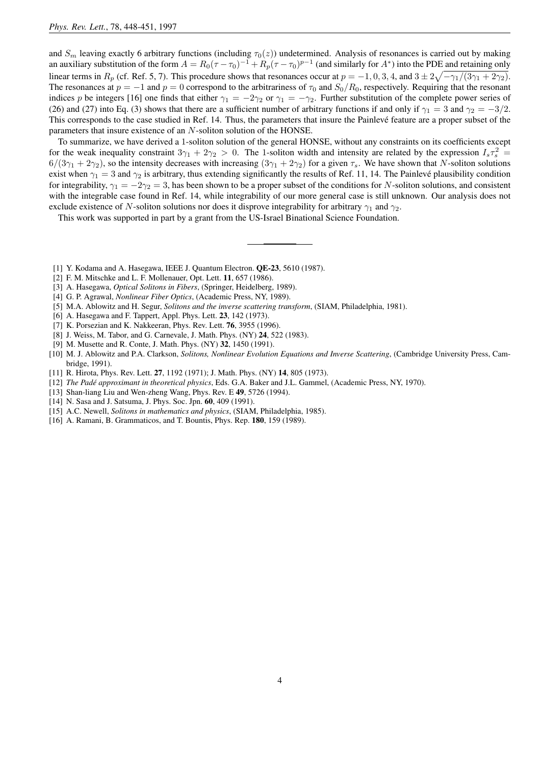and $S_m$ leaving exactly 6 arbitrary functions (including $\tau_0(z)$) undetermined. Analysis of resonances is carried out by making an auxiliary substitution of the form $A = R_0(\tau - \tau_0)^{-1} + R_p(\tau - \tau_0)^{p-1}$ (and similarly for $A^*$) into the PDE and retaining only linear terms in $R_p$ (cf. Ref. 5, 7). This procedure shows that resonances occur at $p = -1, 0, 3, 4$, and $3 \pm 2\sqrt{-\gamma_1/(3\gamma_1 + 2\gamma_2)}$. The resonances at $p = -1$ and $p = 0$ correspond to the arbitrariness of $\tau_0$ and $S_0/R_0$, respectively. Requiring that the resonant indices $p$ be integers [16] one finds that either $\gamma_1 = -2\gamma_2$ or $\gamma_1 = -\gamma_2$. Further substitution of the complete power series of (26) and (27) into Eq. (3) shows that there are a sufficient number of arbitrary functions if and only if $\gamma_1 = 3$ and $\gamma_2 = -3/2$. This corresponds to the case studied in Ref. 14. Thus, the parameters that insure the Painlevé feature are a proper subset of the parameters that insure existence of an $N$-soliton solution of the HONSE.

To summarize, we have derived a 1-soliton solution of the general HONSE, without any constraints on its coefficients except for the weak inequality constraint $3\gamma_1 + 2\gamma_2 > 0$. The 1-soliton width and intensity are related by the expression $I_s\tau_s^2 = 6/(3\gamma_1 + 2\gamma_2)$, so the intensity decreases with increasing $(3\gamma_1 + 2\gamma_2)$ for a given $\tau_s$. We have shown that $N$-soliton solutions exist when $\gamma_1 = 3$ and $\gamma_2$ is arbitrary, thus extending significantly the results of Ref. 11, 14. The Painlevé plausibility condition for integrability, $\gamma_1 = -2\gamma_2 = 3$, has been shown to be a proper subset of the conditions for $N$-soliton solutions, and consistent with the integrable case found in Ref. 14, while integrability of our more general case is still unknown. Our analysis does not exclude existence of $N$-soliton solutions nor does it disprove integrability for arbitrary $\gamma_1$ and $\gamma_2$.

This work was supported in part by a grant from the US-Israel Binational Science Foundation.

---

[1] Y. Kodama and A. Hasegawa, IEEE J. Quantum Electron. **QE-23**, 5610 (1987).
[2] F. M. Mitschke and L. F. Mollenauer, Opt. Lett. **11**, 657 (1986).
[3] A. Hasegawa, *Optical Solitons in Fibers*, (Springer, Heidelberg, 1989).
[4] G. P. Agrawal, *Nonlinear Fiber Optics*, (Academic Press, NY, 1989).
[5] M.A. Ablowitz and H. Segur, *Solitons and the inverse scattering transform*, (SIAM, Philadelphia, 1981).
[6] A. Hasegawa and F. Tappert, Appl. Phys. Lett. **23**, 142 (1973).
[7] K. Porsezian and K. Nakkeeran, Phys. Rev. Lett. **76**, 3955 (1996).
[8] J. Weiss, M. Tabor, and G. Carnevale, J. Math. Phys. (NY) **24**, 522 (1983).
[9] M. Musette and R. Conte, J. Math. Phys. (NY) **32**, 1450 (1991).
[10] M. J. Ablowitz and P.A. Clarkson, *Solitons, Nonlinear Evolution Equations and Inverse Scattering*, (Cambridge University Press, Cambridge, 1991).
[11] R. Hirota, Phys. Rev. Lett. **27**, 1192 (1971); J. Math. Phys. (NY) **14**, 805 (1973).
[12] *The Padé approximant in theoretical physics*, Eds. G.A. Baker and J.L. Gammel, (Academic Press, NY, 1970).
[13] Shan-liang Liu and Wen-zheng Wang, Phys. Rev. E **49**, 5726 (1994).
[14] N. Sasa and J. Satsuma, J. Phys. Soc. Jpn. **60**, 409 (1991).
[15] A.C. Newell, *Solitons in mathematics and physics*, (SIAM, Philadelphia, 1985).
[16] A. Ramani, B. Grammaticos, and T. Bountis, Phys. Rep. **180**, 159 (1989).